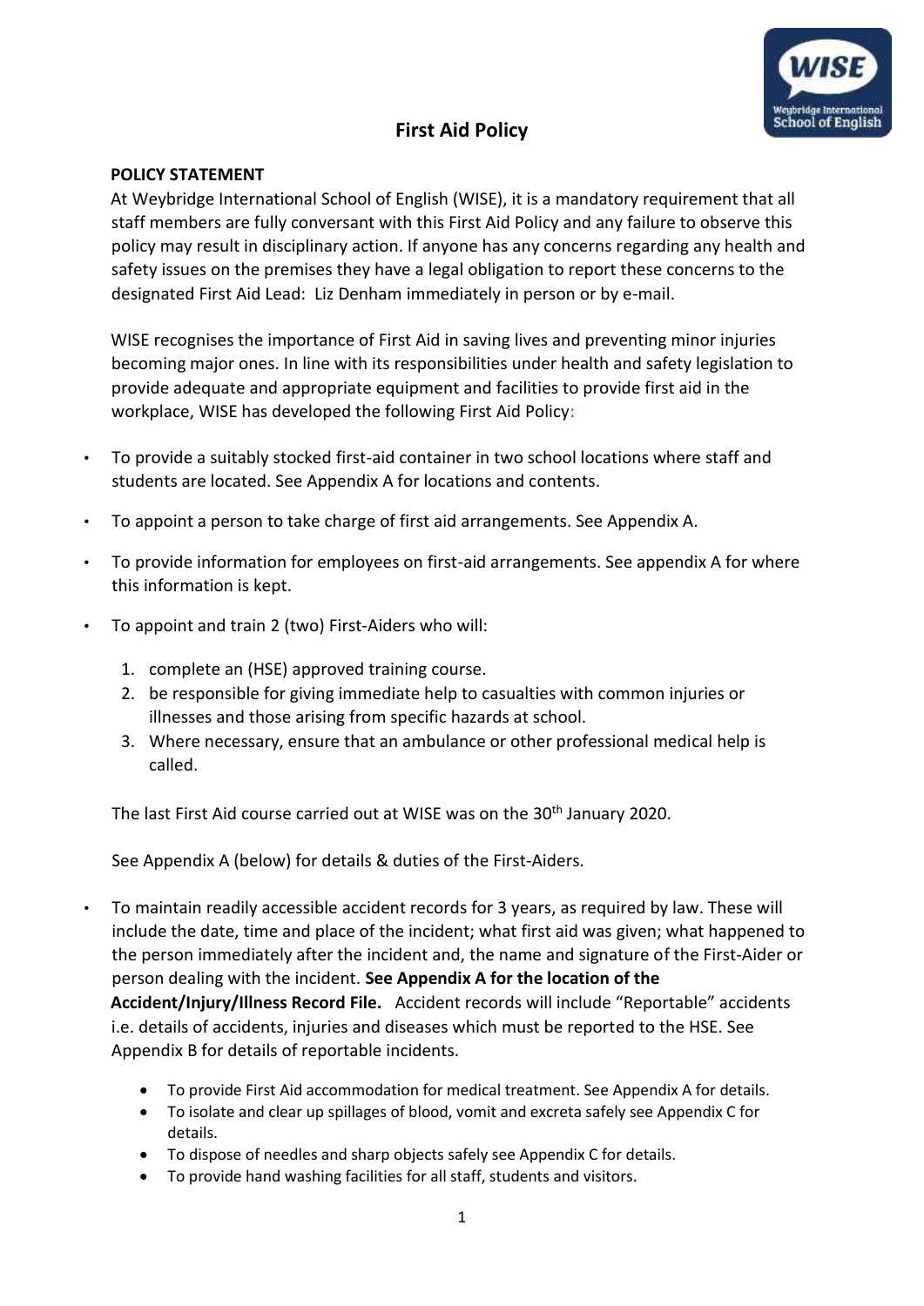# First Aid Policy

**POLICY STATEMENT**

At Weybridge International School of English (WISE), it is a mandatory requirement that all staff members are fully conversant with this First Aid Policy and any failure to observe this policy may result in disciplinary action. If anyone has any concerns regarding any health and safety issues on the premises they have a legal obligation to report these concerns to the designated First Aid Lead: Liz Denham immediately in person or by e-mail.

WISE recognises the importance of First Aid in saving lives and preventing minor injuries becoming major ones. In line with its responsibilities under health and safety legislation to provide adequate and appropriate equipment and facilities to provide first aid in the workplace, WISE has developed the following First Aid Policy:

- To provide a suitably stocked first-aid container in two school locations where staff and students are located. See Appendix A for locations and contents.
- To appoint a person to take charge of first aid arrangements. See Appendix A.
- To provide information for employees on first-aid arrangements. See appendix A for where this information is kept.
- To appoint and train 2 (two) First-Aiders who will:
  1. complete an (HSE) approved training course.
  2. be responsible for giving immediate help to casualties with common injuries or illnesses and those arising from specific hazards at school.
  3. Where necessary, ensure that an ambulance or other professional medical help is called.

  The last First Aid course carried out at WISE was on the 30th January 2020.

  See Appendix A (below) for details & duties of the First-Aiders.

- To maintain readily accessible accident records for 3 years, as required by law. These will include the date, time and place of the incident; what first aid was given; what happened to the person immediately after the incident and, the name and signature of the First-Aider or person dealing with the incident. **See Appendix A for the location of the Accident/Injury/Illness Record File.** Accident records will include "Reportable" accidents i.e. details of accidents, injuries and diseases which must be reported to the HSE. See Appendix B for details of reportable incidents.
  - To provide First Aid accommodation for medical treatment. See Appendix A for details.
  - To isolate and clear up spillages of blood, vomit and excreta safely see Appendix C for details.
  - To dispose of needles and sharp objects safely see Appendix C for details.
  - To provide hand washing facilities for all staff, students and visitors.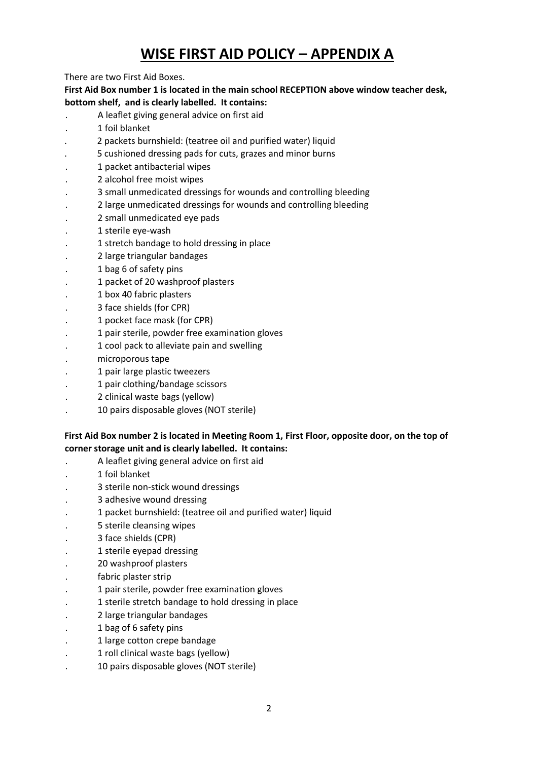# WISE FIRST AID POLICY – APPENDIX A

There are two First Aid Boxes.

**First Aid Box number 1 is located in the main school RECEPTION above window teacher desk, bottom shelf, and is clearly labelled. It contains:**

- A leaflet giving general advice on first aid
- 1 foil blanket
- 2 packets burnshield: (teatree oil and purified water) liquid
- 5 cushioned dressing pads for cuts, grazes and minor burns
- 1 packet antibacterial wipes
- 2 alcohol free moist wipes
- 3 small unmedicated dressings for wounds and controlling bleeding
- 2 large unmedicated dressings for wounds and controlling bleeding
- 2 small unmedicated eye pads
- 1 sterile eye-wash
- 1 stretch bandage to hold dressing in place
- 2 large triangular bandages
- 1 bag 6 of safety pins
- 1 packet of 20 washproof plasters
- 1 box 40 fabric plasters
- 3 face shields (for CPR)
- 1 pocket face mask (for CPR)
- 1 pair sterile, powder free examination gloves
- 1 cool pack to alleviate pain and swelling
- microporous tape
- 1 pair large plastic tweezers
- 1 pair clothing/bandage scissors
- 2 clinical waste bags (yellow)
- 10 pairs disposable gloves (NOT sterile)

**First Aid Box number 2 is located in Meeting Room 1, First Floor, opposite door, on the top of corner storage unit and is clearly labelled. It contains:**

- A leaflet giving general advice on first aid
- 1 foil blanket
- 3 sterile non-stick wound dressings
- 3 adhesive wound dressing
- 1 packet burnshield: (teatree oil and purified water) liquid
- 5 sterile cleansing wipes
- 3 face shields (CPR)
- 1 sterile eyepad dressing
- 20 washproof plasters
- fabric plaster strip
- 1 pair sterile, powder free examination gloves
- 1 sterile stretch bandage to hold dressing in place
- 2 large triangular bandages
- 1 bag of 6 safety pins
- 1 large cotton crepe bandage
- 1 roll clinical waste bags (yellow)
- 10 pairs disposable gloves (NOT sterile)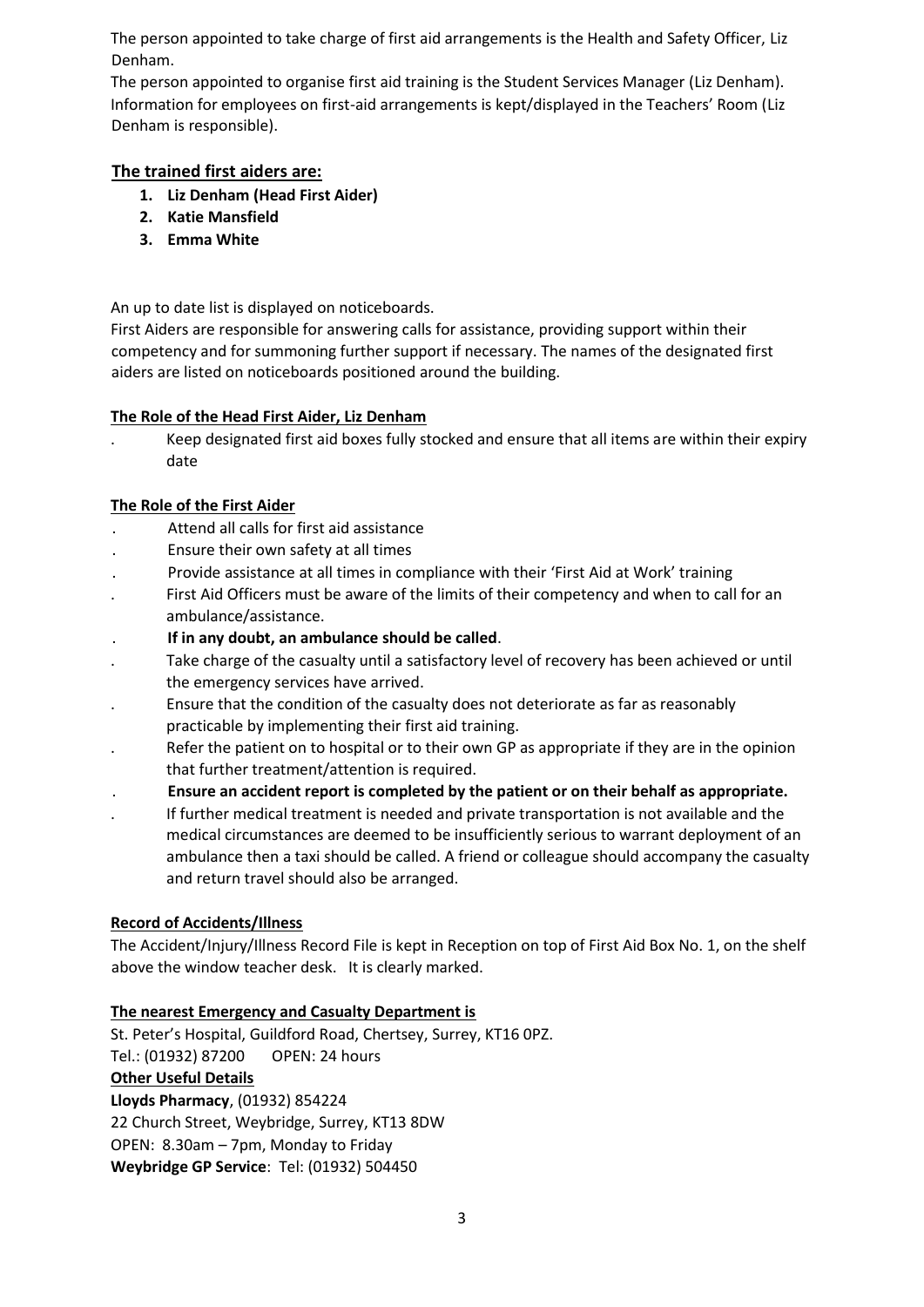The person appointed to take charge of first aid arrangements is the Health and Safety Officer, Liz Denham.

The person appointed to organise first aid training is the Student Services Manager (Liz Denham). Information for employees on first-aid arrangements is kept/displayed in the Teachers' Room (Liz Denham is responsible).

## The trained first aiders are:

1. **Liz Denham (Head First Aider)**
2. **Katie Mansfield**
3. **Emma White**

An up to date list is displayed on noticeboards.

First Aiders are responsible for answering calls for assistance, providing support within their competency and for summoning further support if necessary. The names of the designated first aiders are listed on noticeboards positioned around the building.

### The Role of the Head First Aider, Liz Denham

- Keep designated first aid boxes fully stocked and ensure that all items are within their expiry date

### The Role of the First Aider

- Attend all calls for first aid assistance
- Ensure their own safety at all times
- Provide assistance at all times in compliance with their 'First Aid at Work' training
- First Aid Officers must be aware of the limits of their competency and when to call for an ambulance/assistance.
- **If in any doubt, an ambulance should be called**.
- Take charge of the casualty until a satisfactory level of recovery has been achieved or until the emergency services have arrived.
- Ensure that the condition of the casualty does not deteriorate as far as reasonably practicable by implementing their first aid training.
- Refer the patient on to hospital or to their own GP as appropriate if they are in the opinion that further treatment/attention is required.
- **Ensure an accident report is completed by the patient or on their behalf as appropriate.**
- If further medical treatment is needed and private transportation is not available and the medical circumstances are deemed to be insufficiently serious to warrant deployment of an ambulance then a taxi should be called. A friend or colleague should accompany the casualty and return travel should also be arranged.

### Record of Accidents/Illness

The Accident/Injury/Illness Record File is kept in Reception on top of First Aid Box No. 1, on the shelf above the window teacher desk. It is clearly marked.

### The nearest Emergency and Casualty Department is

St. Peter's Hospital, Guildford Road, Chertsey, Surrey, KT16 0PZ.
Tel.: (01932) 87200 OPEN: 24 hours

### Other Useful Details

**Lloyds Pharmacy**, (01932) 854224
22 Church Street, Weybridge, Surrey, KT13 8DW
OPEN: 8.30am – 7pm, Monday to Friday
**Weybridge GP Service**: Tel: (01932) 504450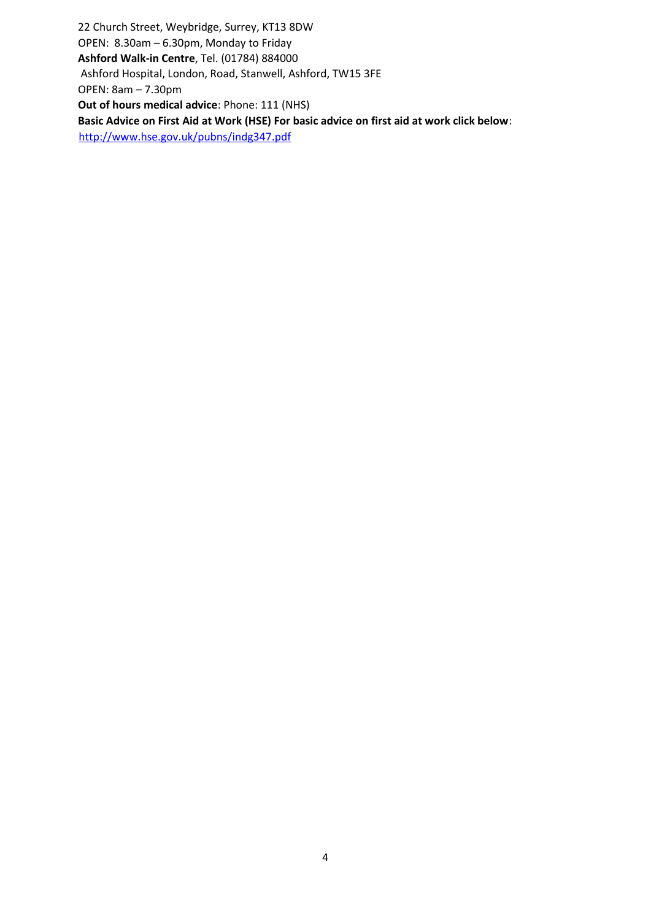22 Church Street, Weybridge, Surrey, KT13 8DW
OPEN: 8.30am – 6.30pm, Monday to Friday
**Ashford Walk-in Centre**, Tel. (01784) 884000
Ashford Hospital, London, Road, Stanwell, Ashford, TW15 3FE
OPEN: 8am – 7.30pm
**Out of hours medical advice**: Phone: 111 (NHS)
**Basic Advice on First Aid at Work (HSE) For basic advice on first aid at work click below**:
http://www.hse.gov.uk/pubns/indg347.pdf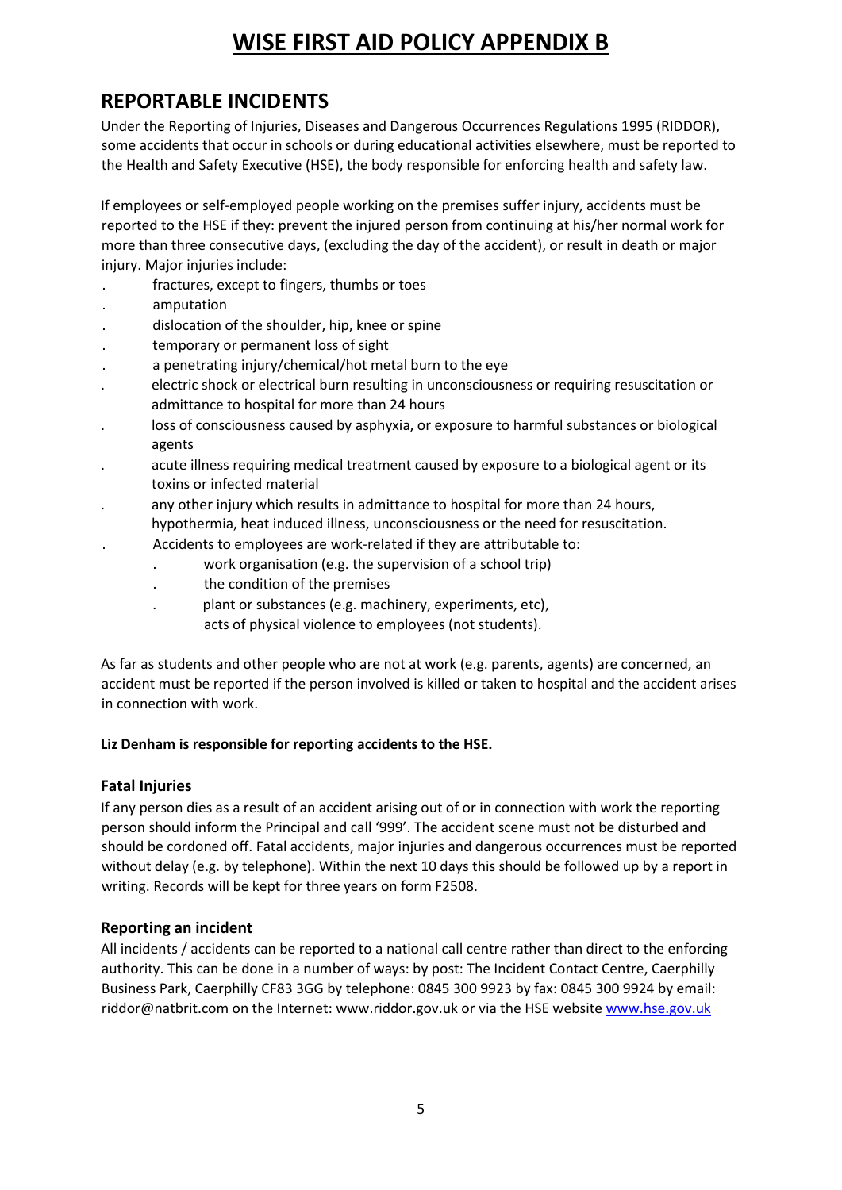# WISE FIRST AID POLICY APPENDIX B

## REPORTABLE INCIDENTS

Under the Reporting of Injuries, Diseases and Dangerous Occurrences Regulations 1995 (RIDDOR), some accidents that occur in schools or during educational activities elsewhere, must be reported to the Health and Safety Executive (HSE), the body responsible for enforcing health and safety law.

If employees or self-employed people working on the premises suffer injury, accidents must be reported to the HSE if they: prevent the injured person from continuing at his/her normal work for more than three consecutive days, (excluding the day of the accident), or result in death or major injury. Major injuries include:

- fractures, except to fingers, thumbs or toes
- amputation
- dislocation of the shoulder, hip, knee or spine
- temporary or permanent loss of sight
- a penetrating injury/chemical/hot metal burn to the eye
- electric shock or electrical burn resulting in unconsciousness or requiring resuscitation or admittance to hospital for more than 24 hours
- loss of consciousness caused by asphyxia, or exposure to harmful substances or biological agents
- acute illness requiring medical treatment caused by exposure to a biological agent or its toxins or infected material
- any other injury which results in admittance to hospital for more than 24 hours, hypothermia, heat induced illness, unconsciousness or the need for resuscitation.
- Accidents to employees are work-related if they are attributable to:
  - work organisation (e.g. the supervision of a school trip)
  - the condition of the premises
  - plant or substances (e.g. machinery, experiments, etc), acts of physical violence to employees (not students).

As far as students and other people who are not at work (e.g. parents, agents) are concerned, an accident must be reported if the person involved is killed or taken to hospital and the accident arises in connection with work.

**Liz Denham is responsible for reporting accidents to the HSE.**

### Fatal Injuries

If any person dies as a result of an accident arising out of or in connection with work the reporting person should inform the Principal and call '999'. The accident scene must not be disturbed and should be cordoned off. Fatal accidents, major injuries and dangerous occurrences must be reported without delay (e.g. by telephone). Within the next 10 days this should be followed up by a report in writing. Records will be kept for three years on form F2508.

### Reporting an incident

All incidents / accidents can be reported to a national call centre rather than direct to the enforcing authority. This can be done in a number of ways: by post: The Incident Contact Centre, Caerphilly Business Park, Caerphilly CF83 3GG by telephone: 0845 300 9923 by fax: 0845 300 9924 by email: riddor@natbrit.com on the Internet: www.riddor.gov.uk or via the HSE website [www.hse.gov.uk](http://www.hse.gov.uk)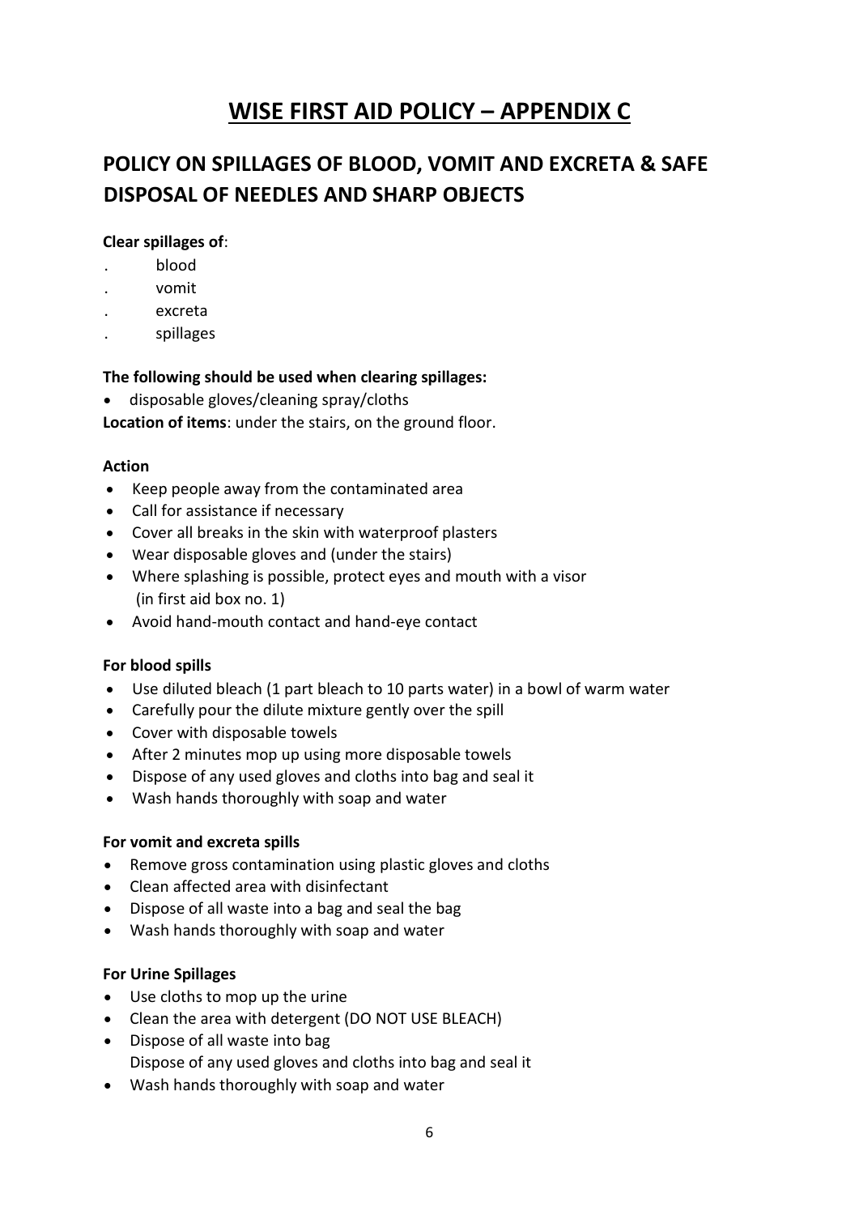# WISE FIRST AID POLICY – APPENDIX C

## POLICY ON SPILLAGES OF BLOOD, VOMIT AND EXCRETA & SAFE DISPOSAL OF NEEDLES AND SHARP OBJECTS

**Clear spillages of**:

- blood
- vomit
- excreta
- spillages

**The following should be used when clearing spillages:**

- disposable gloves/cleaning spray/cloths

**Location of items**: under the stairs, on the ground floor.

**Action**

- Keep people away from the contaminated area
- Call for assistance if necessary
- Cover all breaks in the skin with waterproof plasters
- Wear disposable gloves and (under the stairs)
- Where splashing is possible, protect eyes and mouth with a visor (in first aid box no. 1)
- Avoid hand-mouth contact and hand-eye contact

**For blood spills**

- Use diluted bleach (1 part bleach to 10 parts water) in a bowl of warm water
- Carefully pour the dilute mixture gently over the spill
- Cover with disposable towels
- After 2 minutes mop up using more disposable towels
- Dispose of any used gloves and cloths into bag and seal it
- Wash hands thoroughly with soap and water

**For vomit and excreta spills**

- Remove gross contamination using plastic gloves and cloths
- Clean affected area with disinfectant
- Dispose of all waste into a bag and seal the bag
- Wash hands thoroughly with soap and water

**For Urine Spillages**

- Use cloths to mop up the urine
- Clean the area with detergent (DO NOT USE BLEACH)
- Dispose of all waste into bag
  Dispose of any used gloves and cloths into bag and seal it
- Wash hands thoroughly with soap and water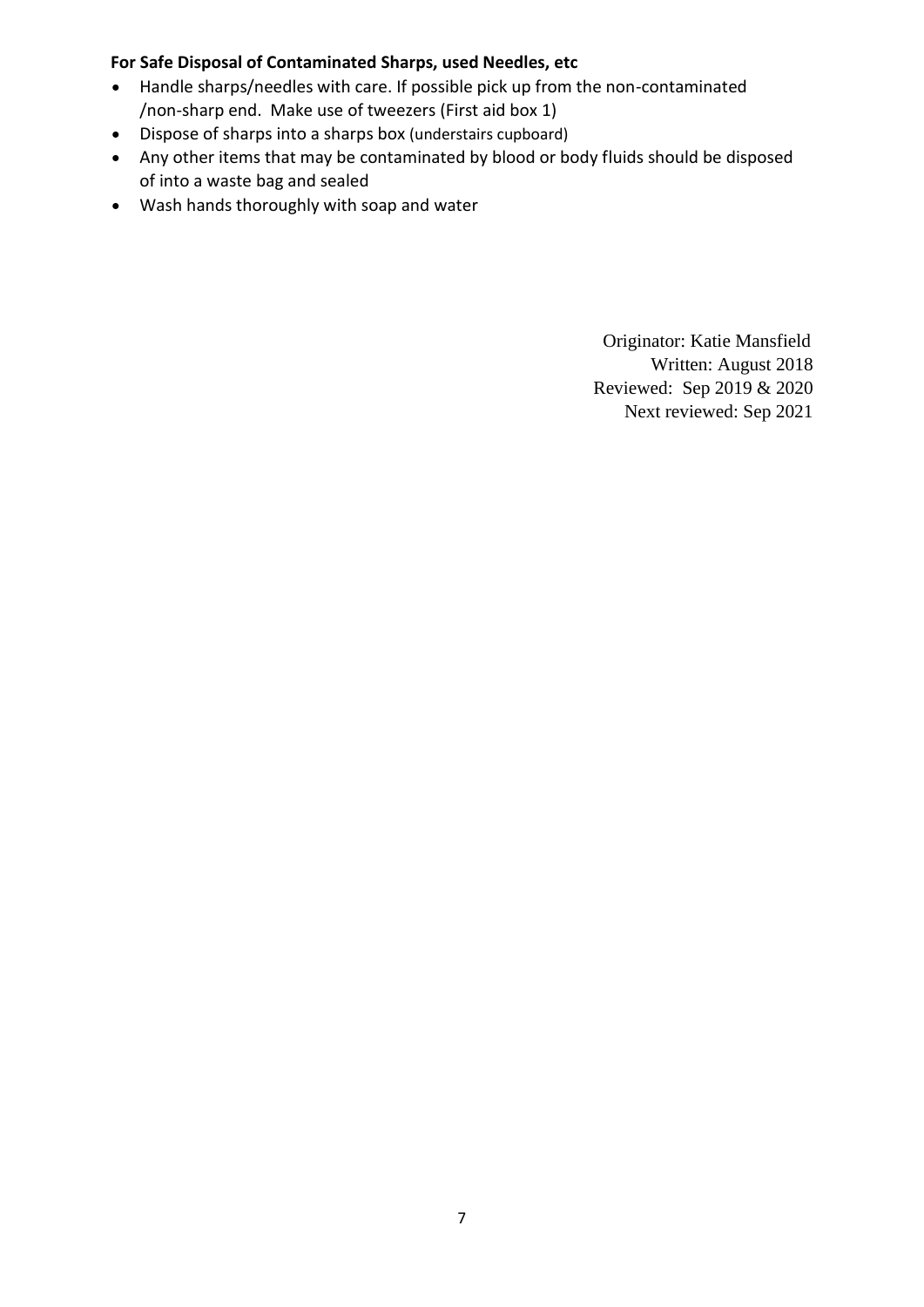**For Safe Disposal of Contaminated Sharps, used Needles, etc**

- Handle sharps/needles with care. If possible pick up from the non-contaminated /non-sharp end. Make use of tweezers (First aid box 1)
- Dispose of sharps into a sharps box (understairs cupboard)
- Any other items that may be contaminated by blood or body fluids should be disposed of into a waste bag and sealed
- Wash hands thoroughly with soap and water

Originator: Katie Mansfield
Written: August 2018
Reviewed: Sep 2019 & 2020
Next reviewed: Sep 2021